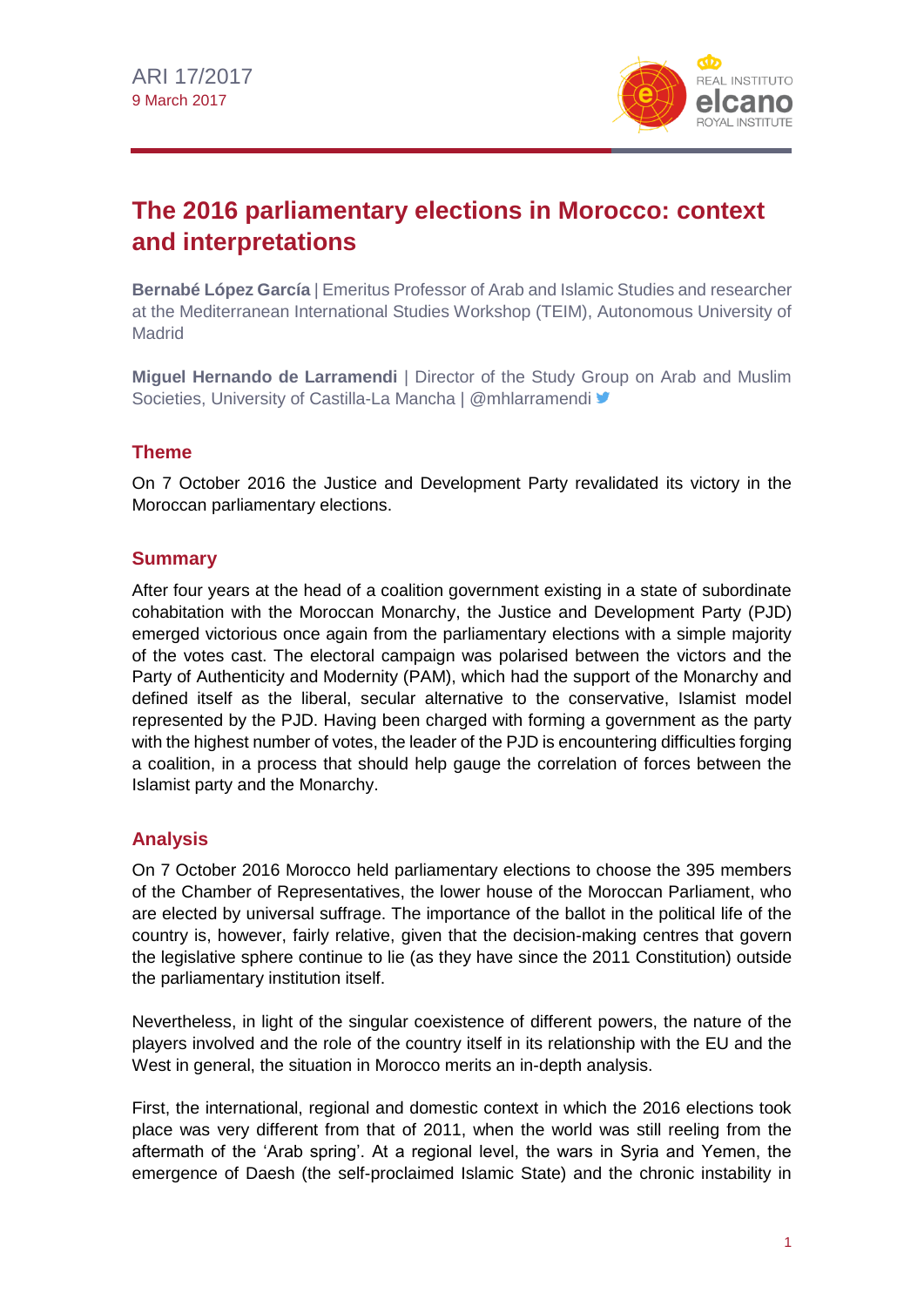ARI 17/2017
9 March 2017

# The 2016 parliamentary elections in Morocco: context and interpretations

**Bernabé López García** | Emeritus Professor of Arab and Islamic Studies and researcher at the Mediterranean International Studies Workshop (TEIM), Autonomous University of Madrid

**Miguel Hernando de Larramendi** | Director of the Study Group on Arab and Muslim Societies, University of Castilla-La Mancha | @mhlarramendi

## Theme

On 7 October 2016 the Justice and Development Party revalidated its victory in the Moroccan parliamentary elections.

## Summary

After four years at the head of a coalition government existing in a state of subordinate cohabitation with the Moroccan Monarchy, the Justice and Development Party (PJD) emerged victorious once again from the parliamentary elections with a simple majority of the votes cast. The electoral campaign was polarised between the victors and the Party of Authenticity and Modernity (PAM), which had the support of the Monarchy and defined itself as the liberal, secular alternative to the conservative, Islamist model represented by the PJD. Having been charged with forming a government as the party with the highest number of votes, the leader of the PJD is encountering difficulties forging a coalition, in a process that should help gauge the correlation of forces between the Islamist party and the Monarchy.

## Analysis

On 7 October 2016 Morocco held parliamentary elections to choose the 395 members of the Chamber of Representatives, the lower house of the Moroccan Parliament, who are elected by universal suffrage. The importance of the ballot in the political life of the country is, however, fairly relative, given that the decision-making centres that govern the legislative sphere continue to lie (as they have since the 2011 Constitution) outside the parliamentary institution itself.

Nevertheless, in light of the singular coexistence of different powers, the nature of the players involved and the role of the country itself in its relationship with the EU and the West in general, the situation in Morocco merits an in-depth analysis.

First, the international, regional and domestic context in which the 2016 elections took place was very different from that of 2011, when the world was still reeling from the aftermath of the 'Arab spring'. At a regional level, the wars in Syria and Yemen, the emergence of Daesh (the self-proclaimed Islamic State) and the chronic instability in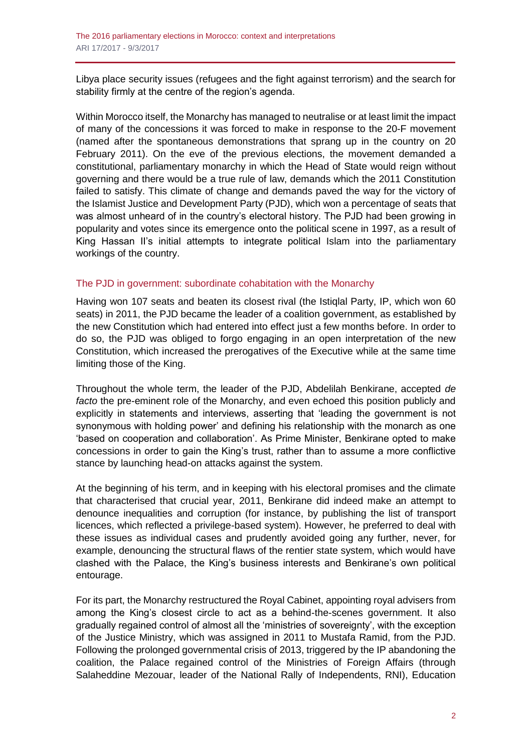Libya place security issues (refugees and the fight against terrorism) and the search for stability firmly at the centre of the region's agenda.

Within Morocco itself, the Monarchy has managed to neutralise or at least limit the impact of many of the concessions it was forced to make in response to the 20-F movement (named after the spontaneous demonstrations that sprang up in the country on 20 February 2011). On the eve of the previous elections, the movement demanded a constitutional, parliamentary monarchy in which the Head of State would reign without governing and there would be a true rule of law, demands which the 2011 Constitution failed to satisfy. This climate of change and demands paved the way for the victory of the Islamist Justice and Development Party (PJD), which won a percentage of seats that was almost unheard of in the country's electoral history. The PJD had been growing in popularity and votes since its emergence onto the political scene in 1997, as a result of King Hassan II's initial attempts to integrate political Islam into the parliamentary workings of the country.

## The PJD in government: subordinate cohabitation with the Monarchy

Having won 107 seats and beaten its closest rival (the Istiqlal Party, IP, which won 60 seats) in 2011, the PJD became the leader of a coalition government, as established by the new Constitution which had entered into effect just a few months before. In order to do so, the PJD was obliged to forgo engaging in an open interpretation of the new Constitution, which increased the prerogatives of the Executive while at the same time limiting those of the King.

Throughout the whole term, the leader of the PJD, Abdelilah Benkirane, accepted *de facto* the pre-eminent role of the Monarchy, and even echoed this position publicly and explicitly in statements and interviews, asserting that 'leading the government is not synonymous with holding power' and defining his relationship with the monarch as one 'based on cooperation and collaboration'. As Prime Minister, Benkirane opted to make concessions in order to gain the King's trust, rather than to assume a more conflictive stance by launching head-on attacks against the system.

At the beginning of his term, and in keeping with his electoral promises and the climate that characterised that crucial year, 2011, Benkirane did indeed make an attempt to denounce inequalities and corruption (for instance, by publishing the list of transport licences, which reflected a privilege-based system). However, he preferred to deal with these issues as individual cases and prudently avoided going any further, never, for example, denouncing the structural flaws of the rentier state system, which would have clashed with the Palace, the King's business interests and Benkirane's own political entourage.

For its part, the Monarchy restructured the Royal Cabinet, appointing royal advisers from among the King's closest circle to act as a behind-the-scenes government. It also gradually regained control of almost all the 'ministries of sovereignty', with the exception of the Justice Ministry, which was assigned in 2011 to Mustafa Ramid, from the PJD. Following the prolonged governmental crisis of 2013, triggered by the IP abandoning the coalition, the Palace regained control of the Ministries of Foreign Affairs (through Salaheddine Mezouar, leader of the National Rally of Independents, RNI), Education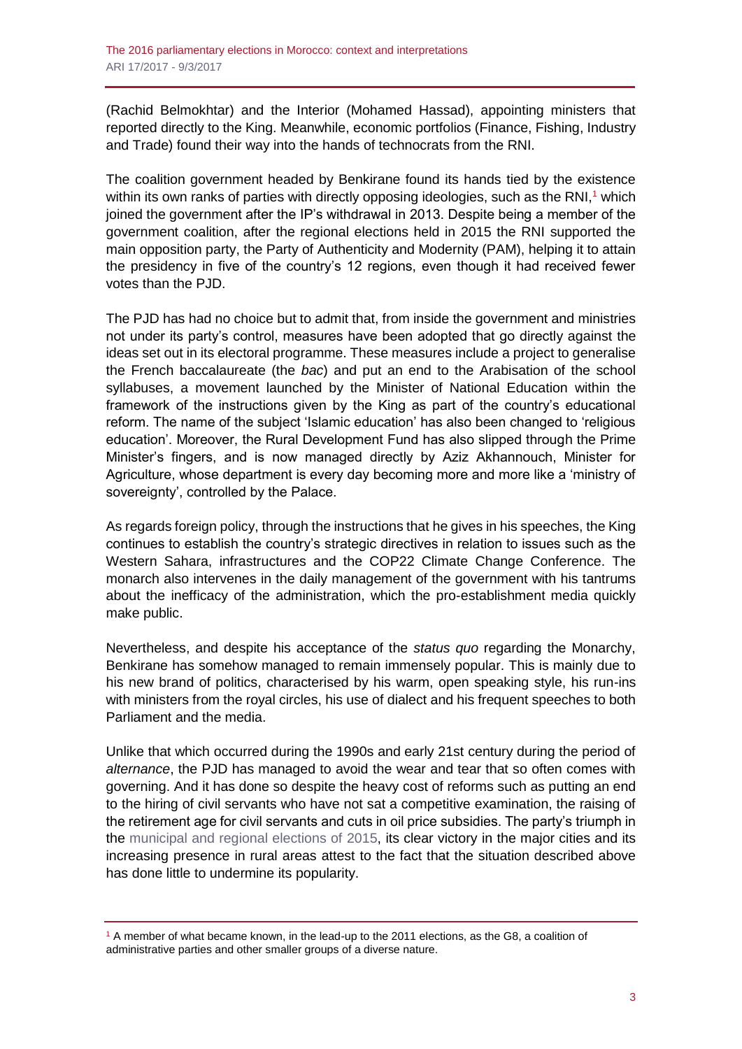(Rachid Belmokhtar) and the Interior (Mohamed Hassad), appointing ministers that reported directly to the King. Meanwhile, economic portfolios (Finance, Fishing, Industry and Trade) found their way into the hands of technocrats from the RNI.

The coalition government headed by Benkirane found its hands tied by the existence within its own ranks of parties with directly opposing ideologies, such as the RNI,[1] which joined the government after the IP's withdrawal in 2013. Despite being a member of the government coalition, after the regional elections held in 2015 the RNI supported the main opposition party, the Party of Authenticity and Modernity (PAM), helping it to attain the presidency in five of the country's 12 regions, even though it had received fewer votes than the PJD.

The PJD has had no choice but to admit that, from inside the government and ministries not under its party's control, measures have been adopted that go directly against the ideas set out in its electoral programme. These measures include a project to generalise the French baccalaureate (the *bac*) and put an end to the Arabisation of the school syllabuses, a movement launched by the Minister of National Education within the framework of the instructions given by the King as part of the country's educational reform. The name of the subject 'Islamic education' has also been changed to 'religious education'. Moreover, the Rural Development Fund has also slipped through the Prime Minister's fingers, and is now managed directly by Aziz Akhannouch, Minister for Agriculture, whose department is every day becoming more and more like a 'ministry of sovereignty', controlled by the Palace.

As regards foreign policy, through the instructions that he gives in his speeches, the King continues to establish the country's strategic directives in relation to issues such as the Western Sahara, infrastructures and the COP22 Climate Change Conference. The monarch also intervenes in the daily management of the government with his tantrums about the inefficacy of the administration, which the pro-establishment media quickly make public.

Nevertheless, and despite his acceptance of the *status quo* regarding the Monarchy, Benkirane has somehow managed to remain immensely popular. This is mainly due to his new brand of politics, characterised by his warm, open speaking style, his run-ins with ministers from the royal circles, his use of dialect and his frequent speeches to both Parliament and the media.

Unlike that which occurred during the 1990s and early 21st century during the period of *alternance*, the PJD has managed to avoid the wear and tear that so often comes with governing. And it has done so despite the heavy cost of reforms such as putting an end to the hiring of civil servants who have not sat a competitive examination, the raising of the retirement age for civil servants and cuts in oil price subsidies. The party's triumph in the municipal and regional elections of 2015, its clear victory in the major cities and its increasing presence in rural areas attest to the fact that the situation described above has done little to undermine its popularity.

[1] A member of what became known, in the lead-up to the 2011 elections, as the G8, a coalition of administrative parties and other smaller groups of a diverse nature.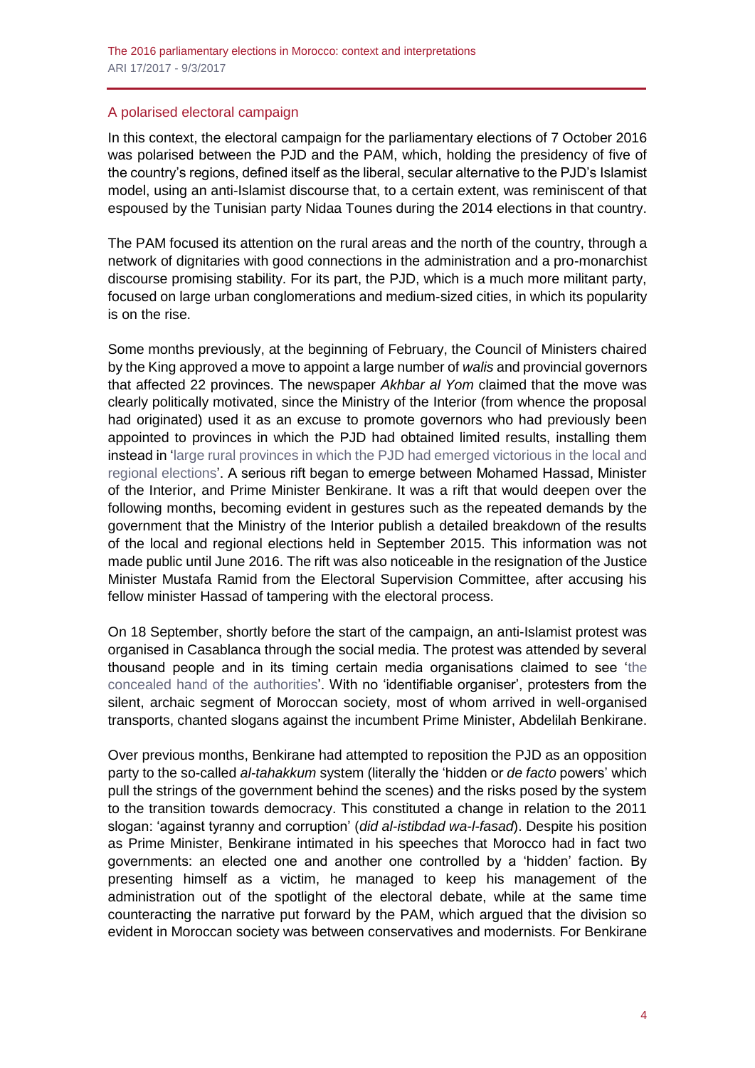## A polarised electoral campaign

In this context, the electoral campaign for the parliamentary elections of 7 October 2016 was polarised between the PJD and the PAM, which, holding the presidency of five of the country's regions, defined itself as the liberal, secular alternative to the PJD's Islamist model, using an anti-Islamist discourse that, to a certain extent, was reminiscent of that espoused by the Tunisian party Nidaa Tounes during the 2014 elections in that country.

The PAM focused its attention on the rural areas and the north of the country, through a network of dignitaries with good connections in the administration and a pro-monarchist discourse promising stability. For its part, the PJD, which is a much more militant party, focused on large urban conglomerations and medium-sized cities, in which its popularity is on the rise.

Some months previously, at the beginning of February, the Council of Ministers chaired by the King approved a move to appoint a large number of *walis* and provincial governors that affected 22 provinces. The newspaper *Akhbar al Yom* claimed that the move was clearly politically motivated, since the Ministry of the Interior (from whence the proposal had originated) used it as an excuse to promote governors who had previously been appointed to provinces in which the PJD had obtained limited results, installing them instead in 'large rural provinces in which the PJD had emerged victorious in the local and regional elections'. A serious rift began to emerge between Mohamed Hassad, Minister of the Interior, and Prime Minister Benkirane. It was a rift that would deepen over the following months, becoming evident in gestures such as the repeated demands by the government that the Ministry of the Interior publish a detailed breakdown of the results of the local and regional elections held in September 2015. This information was not made public until June 2016. The rift was also noticeable in the resignation of the Justice Minister Mustafa Ramid from the Electoral Supervision Committee, after accusing his fellow minister Hassad of tampering with the electoral process.

On 18 September, shortly before the start of the campaign, an anti-Islamist protest was organised in Casablanca through the social media. The protest was attended by several thousand people and in its timing certain media organisations claimed to see 'the concealed hand of the authorities'. With no 'identifiable organiser', protesters from the silent, archaic segment of Moroccan society, most of whom arrived in well-organised transports, chanted slogans against the incumbent Prime Minister, Abdelilah Benkirane.

Over previous months, Benkirane had attempted to reposition the PJD as an opposition party to the so-called *al-tahakkum* system (literally the 'hidden or *de facto* powers' which pull the strings of the government behind the scenes) and the risks posed by the system to the transition towards democracy. This constituted a change in relation to the 2011 slogan: 'against tyranny and corruption' (*did al-istibdad wa-l-fasad*). Despite his position as Prime Minister, Benkirane intimated in his speeches that Morocco had in fact two governments: an elected one and another one controlled by a 'hidden' faction. By presenting himself as a victim, he managed to keep his management of the administration out of the spotlight of the electoral debate, while at the same time counteracting the narrative put forward by the PAM, which argued that the division so evident in Moroccan society was between conservatives and modernists. For Benkirane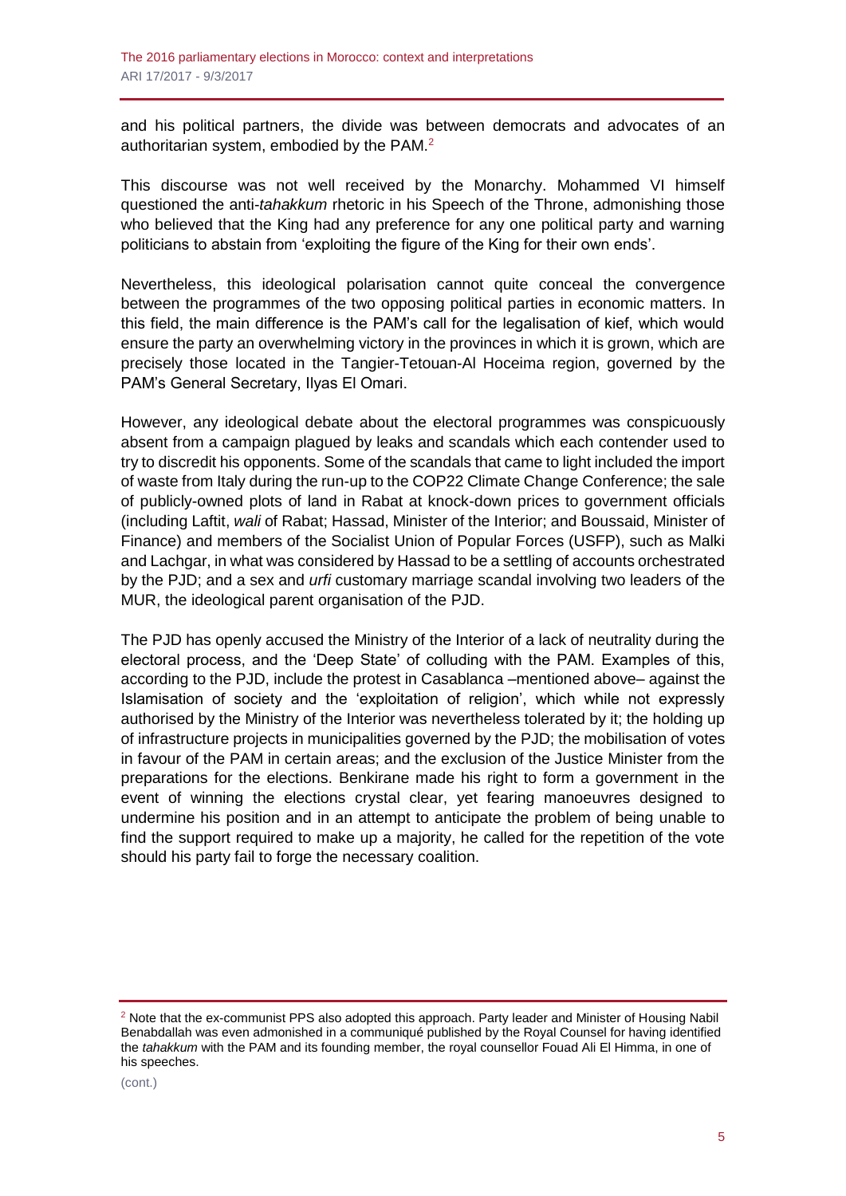and his political partners, the divide was between democrats and advocates of an authoritarian system, embodied by the PAM.[2]

This discourse was not well received by the Monarchy. Mohammed VI himself questioned the anti-*tahakkum* rhetoric in his Speech of the Throne, admonishing those who believed that the King had any preference for any one political party and warning politicians to abstain from 'exploiting the figure of the King for their own ends'.

Nevertheless, this ideological polarisation cannot quite conceal the convergence between the programmes of the two opposing political parties in economic matters. In this field, the main difference is the PAM's call for the legalisation of kief, which would ensure the party an overwhelming victory in the provinces in which it is grown, which are precisely those located in the Tangier-Tetouan-Al Hoceima region, governed by the PAM's General Secretary, Ilyas El Omari.

However, any ideological debate about the electoral programmes was conspicuously absent from a campaign plagued by leaks and scandals which each contender used to try to discredit his opponents. Some of the scandals that came to light included the import of waste from Italy during the run-up to the COP22 Climate Change Conference; the sale of publicly-owned plots of land in Rabat at knock-down prices to government officials (including Laftit, *wali* of Rabat; Hassad, Minister of the Interior; and Boussaid, Minister of Finance) and members of the Socialist Union of Popular Forces (USFP), such as Malki and Lachgar, in what was considered by Hassad to be a settling of accounts orchestrated by the PJD; and a sex and *urfi* customary marriage scandal involving two leaders of the MUR, the ideological parent organisation of the PJD.

The PJD has openly accused the Ministry of the Interior of a lack of neutrality during the electoral process, and the 'Deep State' of colluding with the PAM. Examples of this, according to the PJD, include the protest in Casablanca –mentioned above– against the Islamisation of society and the 'exploitation of religion', which while not expressly authorised by the Ministry of the Interior was nevertheless tolerated by it; the holding up of infrastructure projects in municipalities governed by the PJD; the mobilisation of votes in favour of the PAM in certain areas; and the exclusion of the Justice Minister from the preparations for the elections. Benkirane made his right to form a government in the event of winning the elections crystal clear, yet fearing manoeuvres designed to undermine his position and in an attempt to anticipate the problem of being unable to find the support required to make up a majority, he called for the repetition of the vote should his party fail to forge the necessary coalition.

---

[2] Note that the ex-communist PPS also adopted this approach. Party leader and Minister of Housing Nabil Benabdallah was even admonished in a communiqué published by the Royal Counsel for having identified the *tahakkum* with the PAM and its founding member, the royal counsellor Fouad Ali El Himma, in one of his speeches.

(cont.)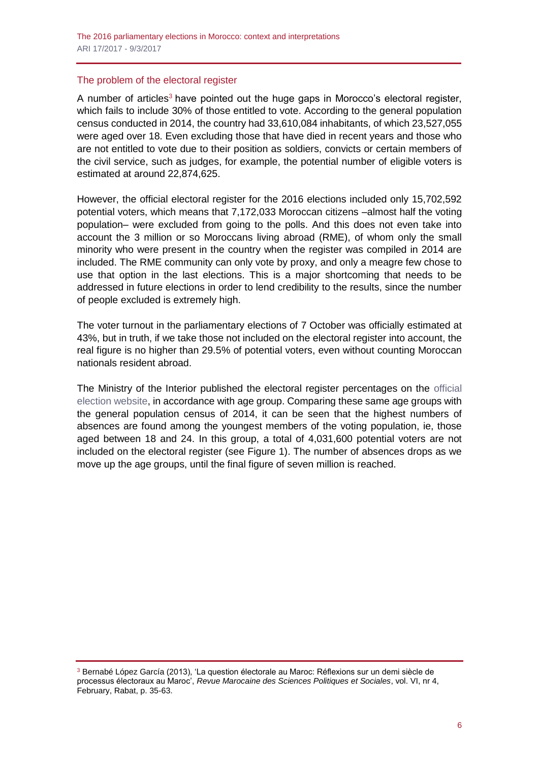## The problem of the electoral register

A number of articles[3] have pointed out the huge gaps in Morocco's electoral register, which fails to include 30% of those entitled to vote. According to the general population census conducted in 2014, the country had 33,610,084 inhabitants, of which 23,527,055 were aged over 18. Even excluding those that have died in recent years and those who are not entitled to vote due to their position as soldiers, convicts or certain members of the civil service, such as judges, for example, the potential number of eligible voters is estimated at around 22,874,625.

However, the official electoral register for the 2016 elections included only 15,702,592 potential voters, which means that 7,172,033 Moroccan citizens –almost half the voting population– were excluded from going to the polls. And this does not even take into account the 3 million or so Moroccans living abroad (RME), of whom only the small minority who were present in the country when the register was compiled in 2014 are included. The RME community can only vote by proxy, and only a meagre few chose to use that option in the last elections. This is a major shortcoming that needs to be addressed in future elections in order to lend credibility to the results, since the number of people excluded is extremely high.

The voter turnout in the parliamentary elections of 7 October was officially estimated at 43%, but in truth, if we take those not included on the electoral register into account, the real figure is no higher than 29.5% of potential voters, even without counting Moroccan nationals resident abroad.

The Ministry of the Interior published the electoral register percentages on the official election website, in accordance with age group. Comparing these same age groups with the general population census of 2014, it can be seen that the highest numbers of absences are found among the youngest members of the voting population, ie, those aged between 18 and 24. In this group, a total of 4,031,600 potential voters are not included on the electoral register (see Figure 1). The number of absences drops as we move up the age groups, until the final figure of seven million is reached.

[3] Bernabé López García (2013), 'La question électorale au Maroc: Réflexions sur un demi siècle de processus électoraux au Maroc', *Revue Marocaine des Sciences Politiques et Sociales*, vol. VI, nr 4, February, Rabat, p. 35-63.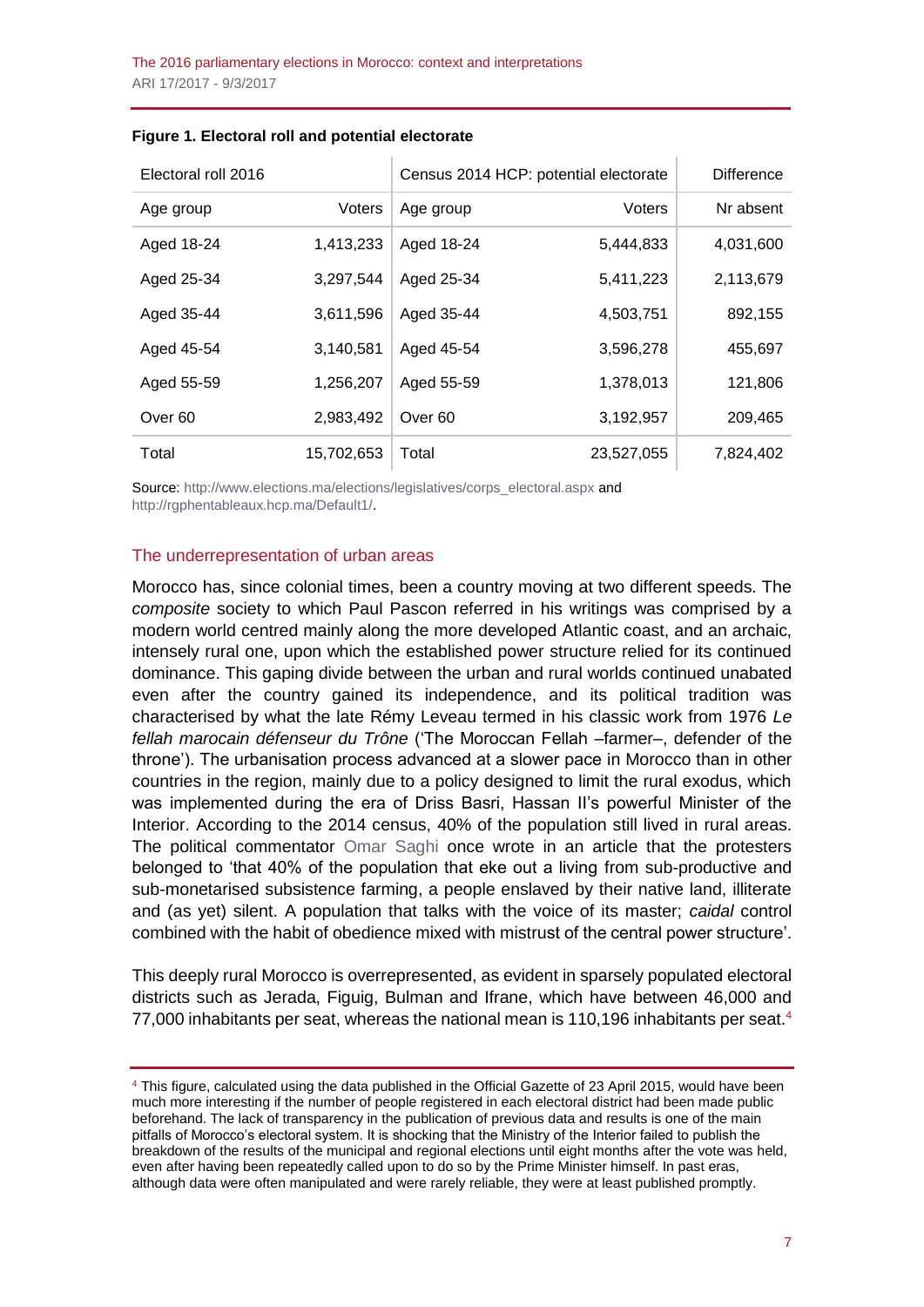**Figure 1. Electoral roll and potential electorate**

| Electoral roll 2016 | | Census 2014 HCP: potential electorate | | Difference |
|---|---|---|---|---|
| Age group | Voters | Age group | Voters | Nr absent |
| Aged 18-24 | 1,413,233 | Aged 18-24 | 5,444,833 | 4,031,600 |
| Aged 25-34 | 3,297,544 | Aged 25-34 | 5,411,223 | 2,113,679 |
| Aged 35-44 | 3,611,596 | Aged 35-44 | 4,503,751 | 892,155 |
| Aged 45-54 | 3,140,581 | Aged 45-54 | 3,596,278 | 455,697 |
| Aged 55-59 | 1,256,207 | Aged 55-59 | 1,378,013 | 121,806 |
| Over 60 | 2,983,492 | Over 60 | 3,192,957 | 209,465 |
| Total | 15,702,653 | Total | 23,527,055 | 7,824,402 |

Source: http://www.elections.ma/elections/legislatives/corps_electoral.aspx and http://rgphentableaux.hcp.ma/Default1/.

## The underrepresentation of urban areas

Morocco has, since colonial times, been a country moving at two different speeds. The *composite* society to which Paul Pascon referred in his writings was comprised by a modern world centred mainly along the more developed Atlantic coast, and an archaic, intensely rural one, upon which the established power structure relied for its continued dominance. This gaping divide between the urban and rural worlds continued unabated even after the country gained its independence, and its political tradition was characterised by what the late Rémy Leveau termed in his classic work from 1976 *Le fellah marocain défenseur du Trône* ('The Moroccan Fellah –farmer–, defender of the throne'). The urbanisation process advanced at a slower pace in Morocco than in other countries in the region, mainly due to a policy designed to limit the rural exodus, which was implemented during the era of Driss Basri, Hassan II's powerful Minister of the Interior. According to the 2014 census, 40% of the population still lived in rural areas. The political commentator Omar Saghi once wrote in an article that the protesters belonged to 'that 40% of the population that eke out a living from sub-productive and sub-monetarised subsistence farming, a people enslaved by their native land, illiterate and (as yet) silent. A population that talks with the voice of its master; *caidal* control combined with the habit of obedience mixed with mistrust of the central power structure'.

This deeply rural Morocco is overrepresented, as evident in sparsely populated electoral districts such as Jerada, Figuig, Bulman and Ifrane, which have between 46,000 and 77,000 inhabitants per seat, whereas the national mean is 110,196 inhabitants per seat.[4]

[4] This figure, calculated using the data published in the Official Gazette of 23 April 2015, would have been much more interesting if the number of people registered in each electoral district had been made public beforehand. The lack of transparency in the publication of previous data and results is one of the main pitfalls of Morocco's electoral system. It is shocking that the Ministry of the Interior failed to publish the breakdown of the results of the municipal and regional elections until eight months after the vote was held, even after having been repeatedly called upon to do so by the Prime Minister himself. In past eras, although data were often manipulated and were rarely reliable, they were at least published promptly.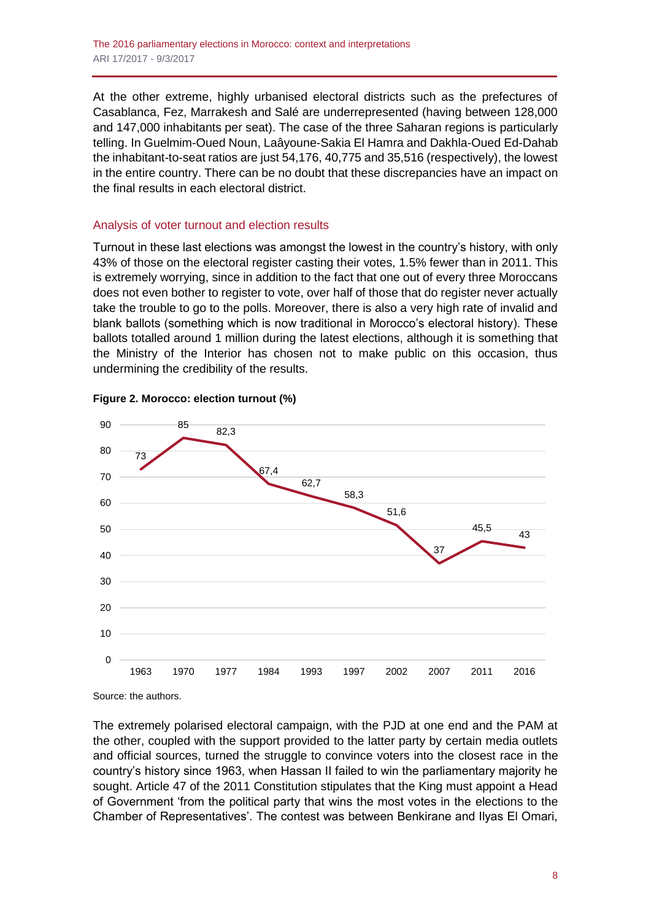At the other extreme, highly urbanised electoral districts such as the prefectures of Casablanca, Fez, Marrakesh and Salé are underrepresented (having between 128,000 and 147,000 inhabitants per seat). The case of the three Saharan regions is particularly telling. In Guelmim-Oued Noun, Laâyoune-Sakia El Hamra and Dakhla-Oued Ed-Dahab the inhabitant-to-seat ratios are just 54,176, 40,775 and 35,516 (respectively), the lowest in the entire country. There can be no doubt that these discrepancies have an impact on the final results in each electoral district.

## Analysis of voter turnout and election results

Turnout in these last elections was amongst the lowest in the country's history, with only 43% of those on the electoral register casting their votes, 1.5% fewer than in 2011. This is extremely worrying, since in addition to the fact that one out of every three Moroccans does not even bother to register to vote, over half of those that do register never actually take the trouble to go to the polls. Moreover, there is also a very high rate of invalid and blank ballots (something which is now traditional in Morocco's electoral history). These ballots totalled around 1 million during the latest elections, although it is something that the Ministry of the Interior has chosen not to make public on this occasion, thus undermining the credibility of the results.

**Figure 2. Morocco: election turnout (%)**

| Year | 1963 | 1970 | 1977 | 1984 | 1993 | 1997 | 2002 | 2007 | 2011 | 2016 |
|---|---|---|---|---|---|---|---|---|---|---|
| Turnout (%) | 73 | 85 | 82,3 | 67,4 | 62,7 | 58,3 | 51,6 | 37 | 45,5 | 43 |

Source: the authors.

The extremely polarised electoral campaign, with the PJD at one end and the PAM at the other, coupled with the support provided to the latter party by certain media outlets and official sources, turned the struggle to convince voters into the closest race in the country's history since 1963, when Hassan II failed to win the parliamentary majority he sought. Article 47 of the 2011 Constitution stipulates that the King must appoint a Head of Government 'from the political party that wins the most votes in the elections to the Chamber of Representatives'. The contest was between Benkirane and Ilyas El Omari,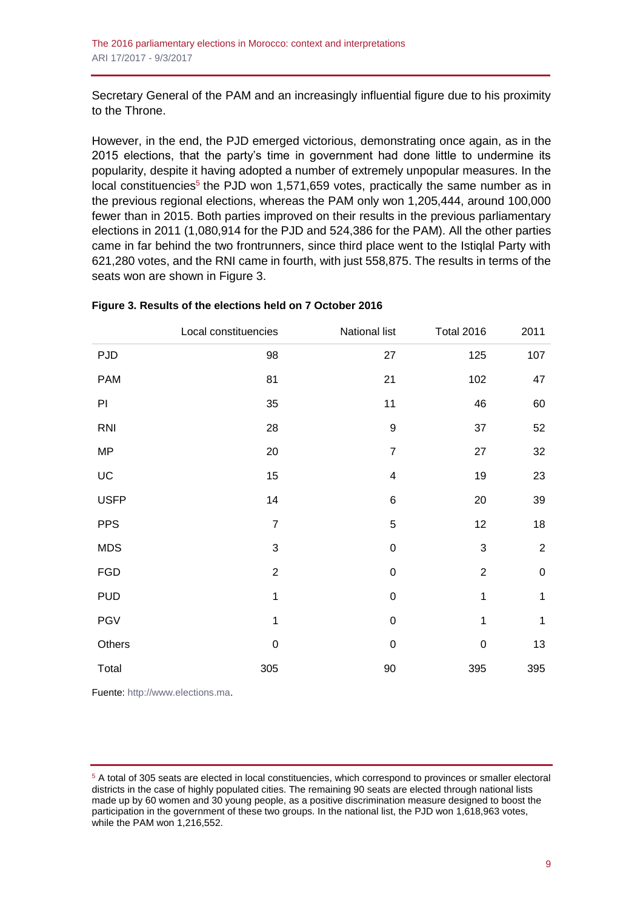Secretary General of the PAM and an increasingly influential figure due to his proximity to the Throne.

However, in the end, the PJD emerged victorious, demonstrating once again, as in the 2015 elections, that the party's time in government had done little to undermine its popularity, despite it having adopted a number of extremely unpopular measures. In the local constituencies[5] the PJD won 1,571,659 votes, practically the same number as in the previous regional elections, whereas the PAM only won 1,205,444, around 100,000 fewer than in 2015. Both parties improved on their results in the previous parliamentary elections in 2011 (1,080,914 for the PJD and 524,386 for the PAM). All the other parties came in far behind the two frontrunners, since third place went to the Istiqlal Party with 621,280 votes, and the RNI came in fourth, with just 558,875. The results in terms of the seats won are shown in Figure 3.

**Figure 3. Results of the elections held on 7 October 2016**

| | Local constituencies | National list | Total 2016 | 2011 |
|---|---|---|---|---|
| PJD | 98 | 27 | 125 | 107 |
| PAM | 81 | 21 | 102 | 47 |
| PI | 35 | 11 | 46 | 60 |
| RNI | 28 | 9 | 37 | 52 |
| MP | 20 | 7 | 27 | 32 |
| UC | 15 | 4 | 19 | 23 |
| USFP | 14 | 6 | 20 | 39 |
| PPS | 7 | 5 | 12 | 18 |
| MDS | 3 | 0 | 3 | 2 |
| FGD | 2 | 0 | 2 | 0 |
| PUD | 1 | 0 | 1 | 1 |
| PGV | 1 | 0 | 1 | 1 |
| Others | 0 | 0 | 0 | 13 |
| Total | 305 | 90 | 395 | 395 |

Fuente: http://www.elections.ma.

[5] A total of 305 seats are elected in local constituencies, which correspond to provinces or smaller electoral districts in the case of highly populated cities. The remaining 90 seats are elected through national lists made up by 60 women and 30 young people, as a positive discrimination measure designed to boost the participation in the government of these two groups. In the national list, the PJD won 1,618,963 votes, while the PAM won 1,216,552.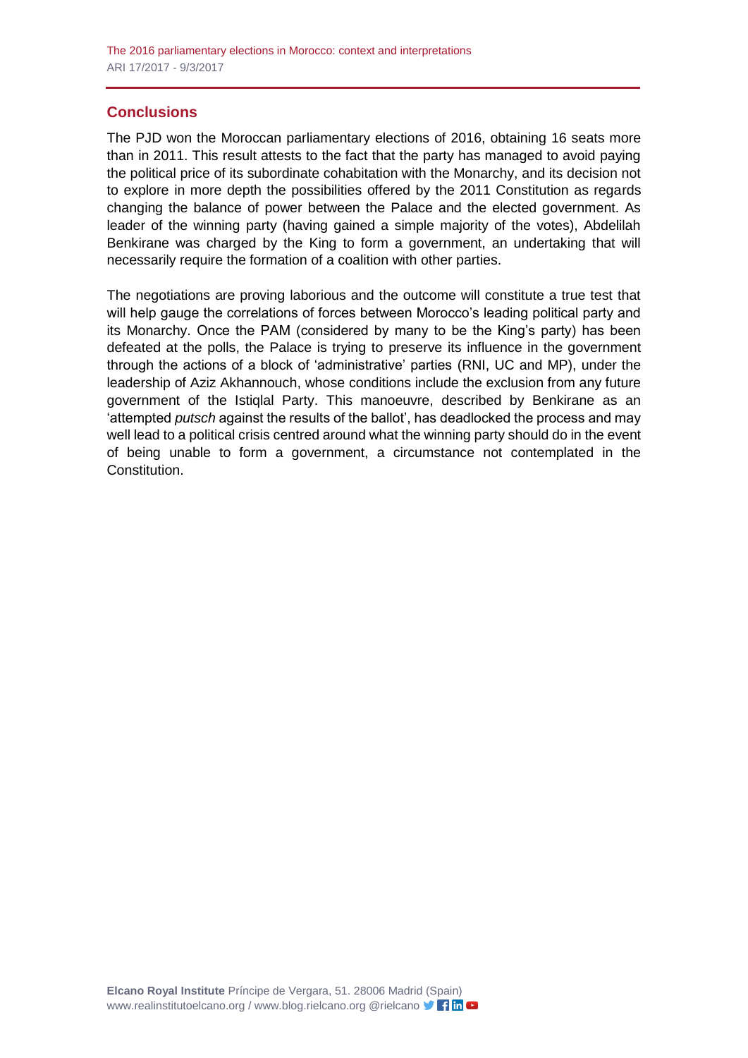## Conclusions

The PJD won the Moroccan parliamentary elections of 2016, obtaining 16 seats more than in 2011. This result attests to the fact that the party has managed to avoid paying the political price of its subordinate cohabitation with the Monarchy, and its decision not to explore in more depth the possibilities offered by the 2011 Constitution as regards changing the balance of power between the Palace and the elected government. As leader of the winning party (having gained a simple majority of the votes), Abdelilah Benkirane was charged by the King to form a government, an undertaking that will necessarily require the formation of a coalition with other parties.

The negotiations are proving laborious and the outcome will constitute a true test that will help gauge the correlations of forces between Morocco's leading political party and its Monarchy. Once the PAM (considered by many to be the King's party) has been defeated at the polls, the Palace is trying to preserve its influence in the government through the actions of a block of 'administrative' parties (RNI, UC and MP), under the leadership of Aziz Akhannouch, whose conditions include the exclusion from any future government of the Istiqlal Party. This manoeuvre, described by Benkirane as an 'attempted *putsch* against the results of the ballot', has deadlocked the process and may well lead to a political crisis centred around what the winning party should do in the event of being unable to form a government, a circumstance not contemplated in the Constitution.